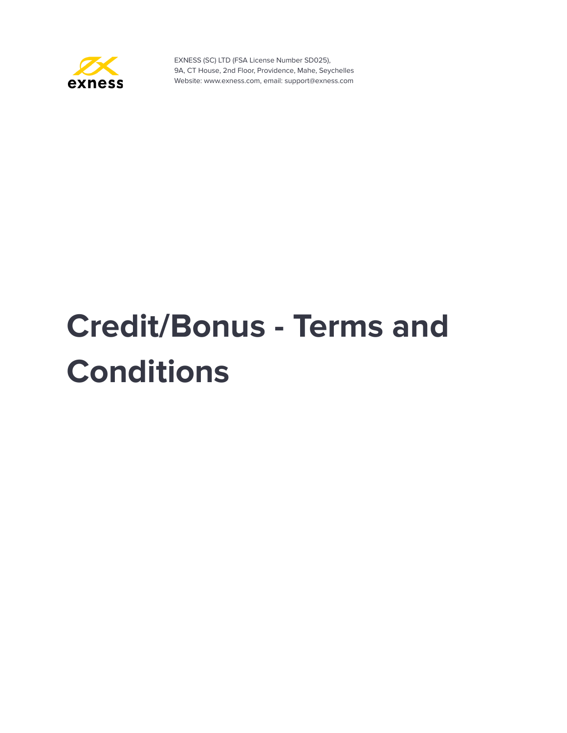EXNESS (SC) LTD (FSA License Number SD025),
9A, CT House, 2nd Floor, Providence, Mahe, Seychelles
Website: www.exness.com, email: support@exness.com

# Credit/Bonus - Terms and Conditions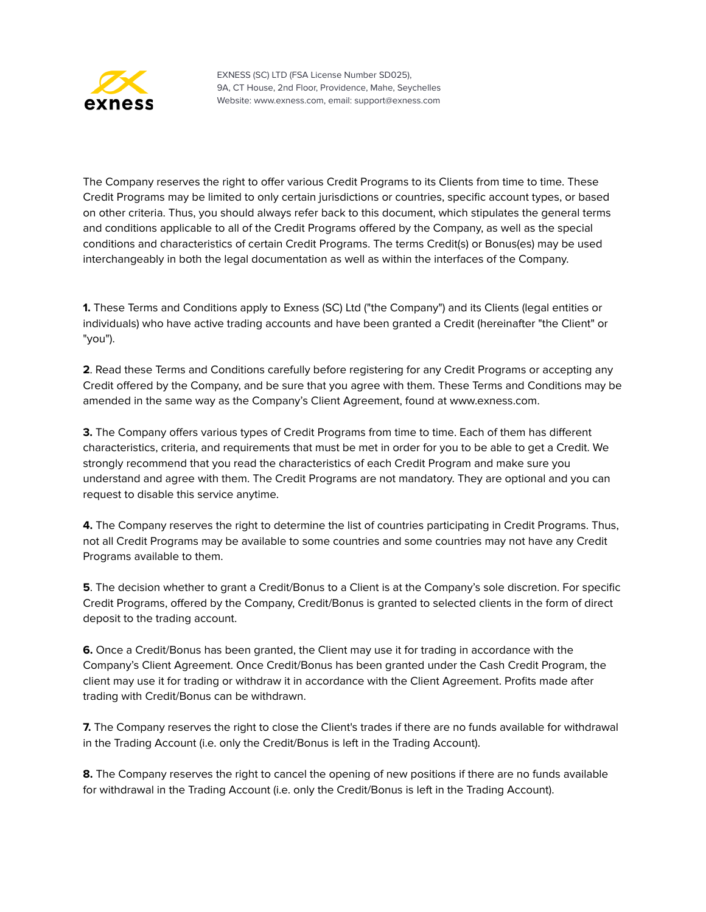The Company reserves the right to offer various Credit Programs to its Clients from time to time. These Credit Programs may be limited to only certain jurisdictions or countries, specific account types, or based on other criteria. Thus, you should always refer back to this document, which stipulates the general terms and conditions applicable to all of the Credit Programs offered by the Company, as well as the special conditions and characteristics of certain Credit Programs. The terms Credit(s) or Bonus(es) may be used interchangeably in both the legal documentation as well as within the interfaces of the Company.

**1.** These Terms and Conditions apply to Exness (SC) Ltd ("the Company") and its Clients (legal entities or individuals) who have active trading accounts and have been granted a Credit (hereinafter "the Client" or "you").

**2**. Read these Terms and Conditions carefully before registering for any Credit Programs or accepting any Credit offered by the Company, and be sure that you agree with them. These Terms and Conditions may be amended in the same way as the Company's Client Agreement, found at www.exness.com.

**3.** The Company offers various types of Credit Programs from time to time. Each of them has different characteristics, criteria, and requirements that must be met in order for you to be able to get a Credit. We strongly recommend that you read the characteristics of each Credit Program and make sure you understand and agree with them. The Credit Programs are not mandatory. They are optional and you can request to disable this service anytime.

**4.** The Company reserves the right to determine the list of countries participating in Credit Programs. Thus, not all Credit Programs may be available to some countries and some countries may not have any Credit Programs available to them.

**5**. The decision whether to grant a Credit/Bonus to a Client is at the Company's sole discretion. For specific Credit Programs, offered by the Company, Credit/Bonus is granted to selected clients in the form of direct deposit to the trading account.

**6.** Once a Credit/Bonus has been granted, the Client may use it for trading in accordance with the Company's Client Agreement. Once Credit/Bonus has been granted under the Cash Credit Program, the client may use it for trading or withdraw it in accordance with the Client Agreement. Profits made after trading with Credit/Bonus can be withdrawn.

**7.** The Company reserves the right to close the Client's trades if there are no funds available for withdrawal in the Trading Account (i.e. only the Credit/Bonus is left in the Trading Account).

**8.** The Company reserves the right to cancel the opening of new positions if there are no funds available for withdrawal in the Trading Account (i.e. only the Credit/Bonus is left in the Trading Account).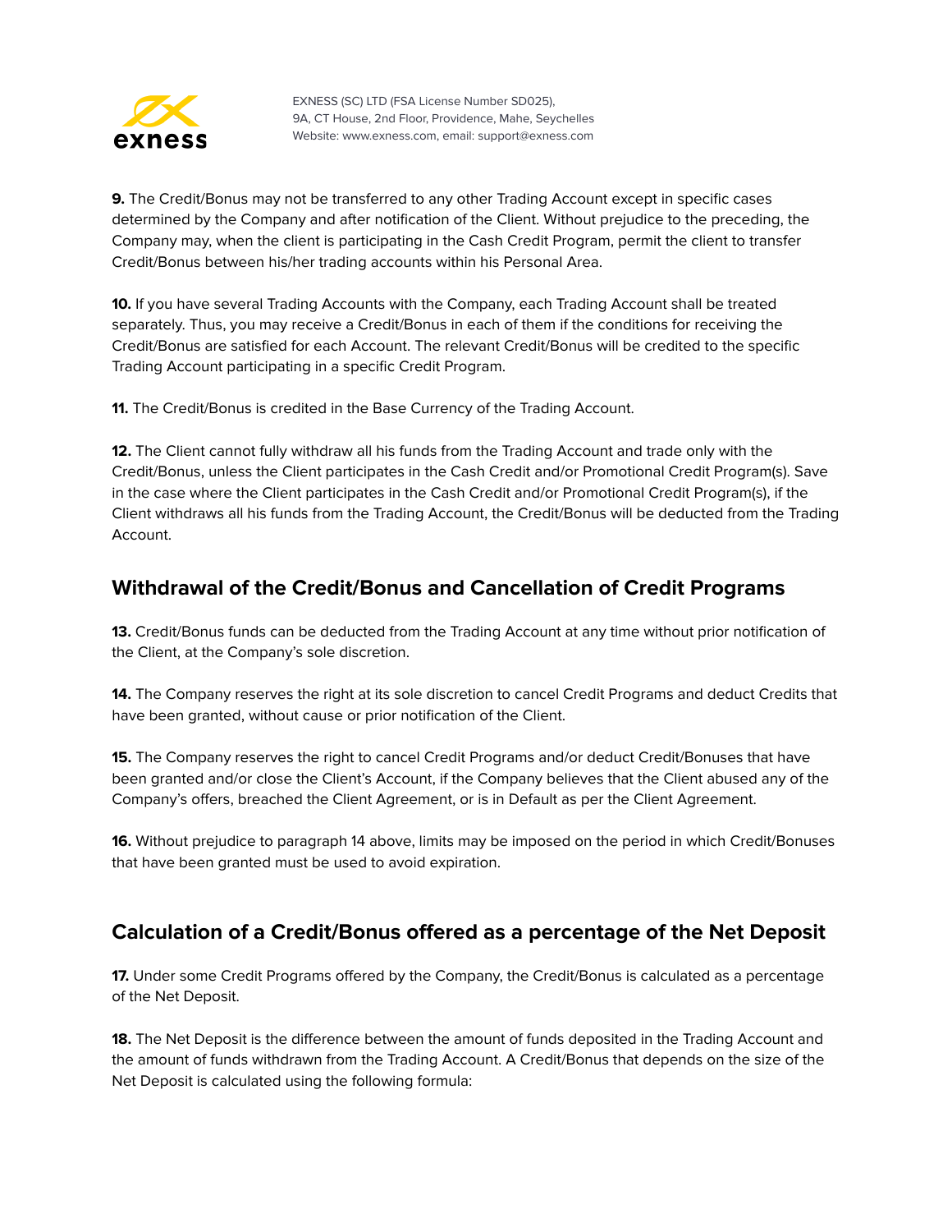**9.** The Credit/Bonus may not be transferred to any other Trading Account except in specific cases determined by the Company and after notification of the Client. Without prejudice to the preceding, the Company may, when the client is participating in the Cash Credit Program, permit the client to transfer Credit/Bonus between his/her trading accounts within his Personal Area.

**10.** If you have several Trading Accounts with the Company, each Trading Account shall be treated separately. Thus, you may receive a Credit/Bonus in each of them if the conditions for receiving the Credit/Bonus are satisfied for each Account. The relevant Credit/Bonus will be credited to the specific Trading Account participating in a specific Credit Program.

**11.** The Credit/Bonus is credited in the Base Currency of the Trading Account.

**12.** The Client cannot fully withdraw all his funds from the Trading Account and trade only with the Credit/Bonus, unless the Client participates in the Cash Credit and/or Promotional Credit Program(s). Save in the case where the Client participates in the Cash Credit and/or Promotional Credit Program(s), if the Client withdraws all his funds from the Trading Account, the Credit/Bonus will be deducted from the Trading Account.

## Withdrawal of the Credit/Bonus and Cancellation of Credit Programs

**13.** Credit/Bonus funds can be deducted from the Trading Account at any time without prior notification of the Client, at the Company's sole discretion.

**14.** The Company reserves the right at its sole discretion to cancel Credit Programs and deduct Credits that have been granted, without cause or prior notification of the Client.

**15.** The Company reserves the right to cancel Credit Programs and/or deduct Credit/Bonuses that have been granted and/or close the Client's Account, if the Company believes that the Client abused any of the Company's offers, breached the Client Agreement, or is in Default as per the Client Agreement.

**16.** Without prejudice to paragraph 14 above, limits may be imposed on the period in which Credit/Bonuses that have been granted must be used to avoid expiration.

## Calculation of a Credit/Bonus offered as a percentage of the Net Deposit

**17.** Under some Credit Programs offered by the Company, the Credit/Bonus is calculated as a percentage of the Net Deposit.

**18.** The Net Deposit is the difference between the amount of funds deposited in the Trading Account and the amount of funds withdrawn from the Trading Account. A Credit/Bonus that depends on the size of the Net Deposit is calculated using the following formula: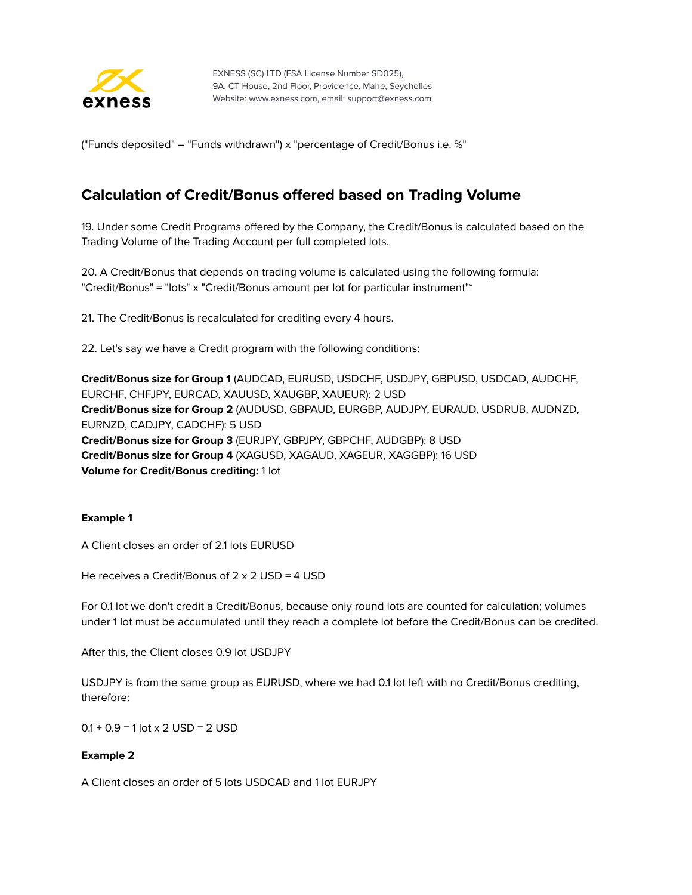("Funds deposited" – "Funds withdrawn") x "percentage of Credit/Bonus i.e. %"

## Calculation of Credit/Bonus offered based on Trading Volume

19. Under some Credit Programs offered by the Company, the Credit/Bonus is calculated based on the Trading Volume of the Trading Account per full completed lots.

20. A Credit/Bonus that depends on trading volume is calculated using the following formula: "Credit/Bonus" = "lots" x "Credit/Bonus amount per lot for particular instrument"*

21. The Credit/Bonus is recalculated for crediting every 4 hours.

22. Let's say we have a Credit program with the following conditions:

**Credit/Bonus size for Group 1** (AUDCAD, EURUSD, USDCHF, USDJPY, GBPUSD, USDCAD, AUDCHF, EURCHF, CHFJPY, EURCAD, XAUUSD, XAUGBP, XAUEUR): 2 USD
**Credit/Bonus size for Group 2** (AUDUSD, GBPAUD, EURGBP, AUDJPY, EURAUD, USDRUB, AUDNZD, EURNZD, CADJPY, CADCHF): 5 USD
**Credit/Bonus size for Group 3** (EURJPY, GBPJPY, GBPCHF, AUDGBP): 8 USD
**Credit/Bonus size for Group 4** (XAGUSD, XAGAUD, XAGEUR, XAGGBP): 16 USD
**Volume for Credit/Bonus crediting:** 1 lot

**Example 1**

A Client closes an order of 2.1 lots EURUSD

He receives a Credit/Bonus of 2 x 2 USD = 4 USD

For 0.1 lot we don't credit a Credit/Bonus, because only round lots are counted for calculation; volumes under 1 lot must be accumulated until they reach a complete lot before the Credit/Bonus can be credited.

After this, the Client closes 0.9 lot USDJPY

USDJPY is from the same group as EURUSD, where we had 0.1 lot left with no Credit/Bonus crediting, therefore:

0.1 + 0.9 = 1 lot x 2 USD = 2 USD

**Example 2**

A Client closes an order of 5 lots USDCAD and 1 lot EURJPY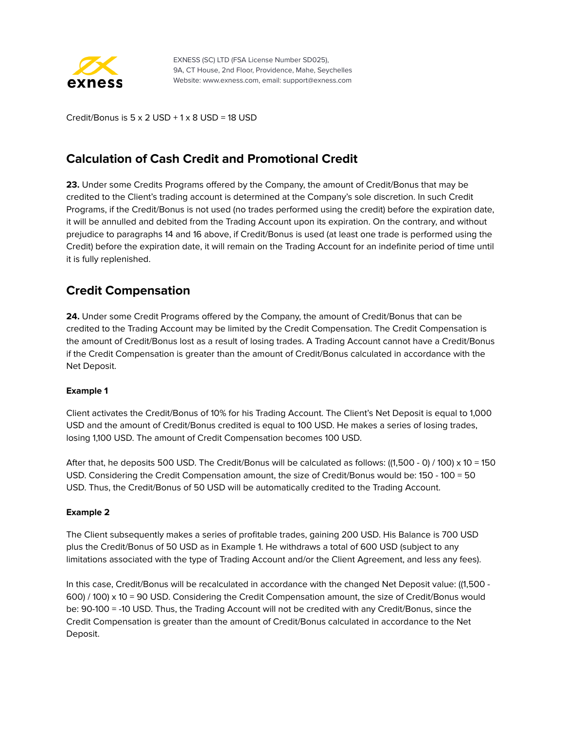Credit/Bonus is 5 x 2 USD + 1 x 8 USD = 18 USD

## Calculation of Cash Credit and Promotional Credit

**23.** Under some Credits Programs offered by the Company, the amount of Credit/Bonus that may be credited to the Client's trading account is determined at the Company's sole discretion. In such Credit Programs, if the Credit/Bonus is not used (no trades performed using the credit) before the expiration date, it will be annulled and debited from the Trading Account upon its expiration. On the contrary, and without prejudice to paragraphs 14 and 16 above, if Credit/Bonus is used (at least one trade is performed using the Credit) before the expiration date, it will remain on the Trading Account for an indefinite period of time until it is fully replenished.

## Credit Compensation

**24.** Under some Credit Programs offered by the Company, the amount of Credit/Bonus that can be credited to the Trading Account may be limited by the Credit Compensation. The Credit Compensation is the amount of Credit/Bonus lost as a result of losing trades. A Trading Account cannot have a Credit/Bonus if the Credit Compensation is greater than the amount of Credit/Bonus calculated in accordance with the Net Deposit.

**Example 1**

Client activates the Credit/Bonus of 10% for his Trading Account. The Client's Net Deposit is equal to 1,000 USD and the amount of Credit/Bonus credited is equal to 100 USD. He makes a series of losing trades, losing 1,100 USD. The amount of Credit Compensation becomes 100 USD.

After that, he deposits 500 USD. The Credit/Bonus will be calculated as follows: ((1,500 - 0) / 100) x 10 = 150 USD. Considering the Credit Compensation amount, the size of Credit/Bonus would be: 150 - 100 = 50 USD. Thus, the Credit/Bonus of 50 USD will be automatically credited to the Trading Account.

**Example 2**

The Client subsequently makes a series of profitable trades, gaining 200 USD. His Balance is 700 USD plus the Credit/Bonus of 50 USD as in Example 1. He withdraws a total of 600 USD (subject to any limitations associated with the type of Trading Account and/or the Client Agreement, and less any fees).

In this case, Credit/Bonus will be recalculated in accordance with the changed Net Deposit value: ((1,500 - 600) / 100) x 10 = 90 USD. Considering the Credit Compensation amount, the size of Credit/Bonus would be: 90-100 = -10 USD. Thus, the Trading Account will not be credited with any Credit/Bonus, since the Credit Compensation is greater than the amount of Credit/Bonus calculated in accordance to the Net Deposit.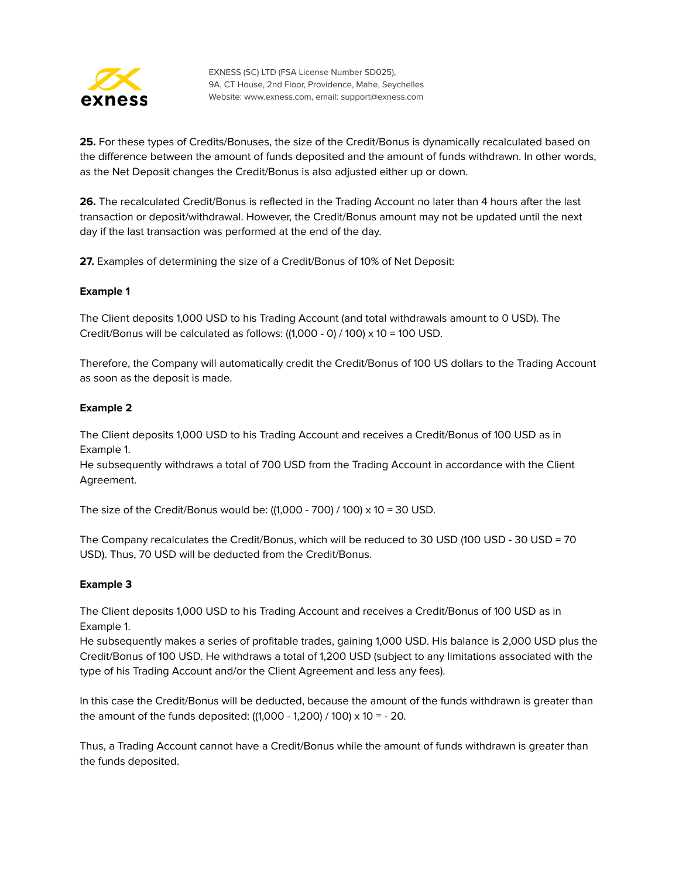**25.** For these types of Credits/Bonuses, the size of the Credit/Bonus is dynamically recalculated based on the difference between the amount of funds deposited and the amount of funds withdrawn. In other words, as the Net Deposit changes the Credit/Bonus is also adjusted either up or down.

**26.** The recalculated Credit/Bonus is reflected in the Trading Account no later than 4 hours after the last transaction or deposit/withdrawal. However, the Credit/Bonus amount may not be updated until the next day if the last transaction was performed at the end of the day.

**27.** Examples of determining the size of a Credit/Bonus of 10% of Net Deposit:

**Example 1**

The Client deposits 1,000 USD to his Trading Account (and total withdrawals amount to 0 USD). The Credit/Bonus will be calculated as follows: ((1,000 - 0) / 100) x 10 = 100 USD.

Therefore, the Company will automatically credit the Credit/Bonus of 100 US dollars to the Trading Account as soon as the deposit is made.

**Example 2**

The Client deposits 1,000 USD to his Trading Account and receives a Credit/Bonus of 100 USD as in Example 1.
He subsequently withdraws a total of 700 USD from the Trading Account in accordance with the Client Agreement.

The size of the Credit/Bonus would be: ((1,000 - 700) / 100) x 10 = 30 USD.

The Company recalculates the Credit/Bonus, which will be reduced to 30 USD (100 USD - 30 USD = 70 USD). Thus, 70 USD will be deducted from the Credit/Bonus.

**Example 3**

The Client deposits 1,000 USD to his Trading Account and receives a Credit/Bonus of 100 USD as in Example 1.
He subsequently makes a series of profitable trades, gaining 1,000 USD. His balance is 2,000 USD plus the Credit/Bonus of 100 USD. He withdraws a total of 1,200 USD (subject to any limitations associated with the type of his Trading Account and/or the Client Agreement and less any fees).

In this case the Credit/Bonus will be deducted, because the amount of the funds withdrawn is greater than the amount of the funds deposited: ((1,000 - 1,200) / 100) x 10 = - 20.

Thus, a Trading Account cannot have a Credit/Bonus while the amount of funds withdrawn is greater than the funds deposited.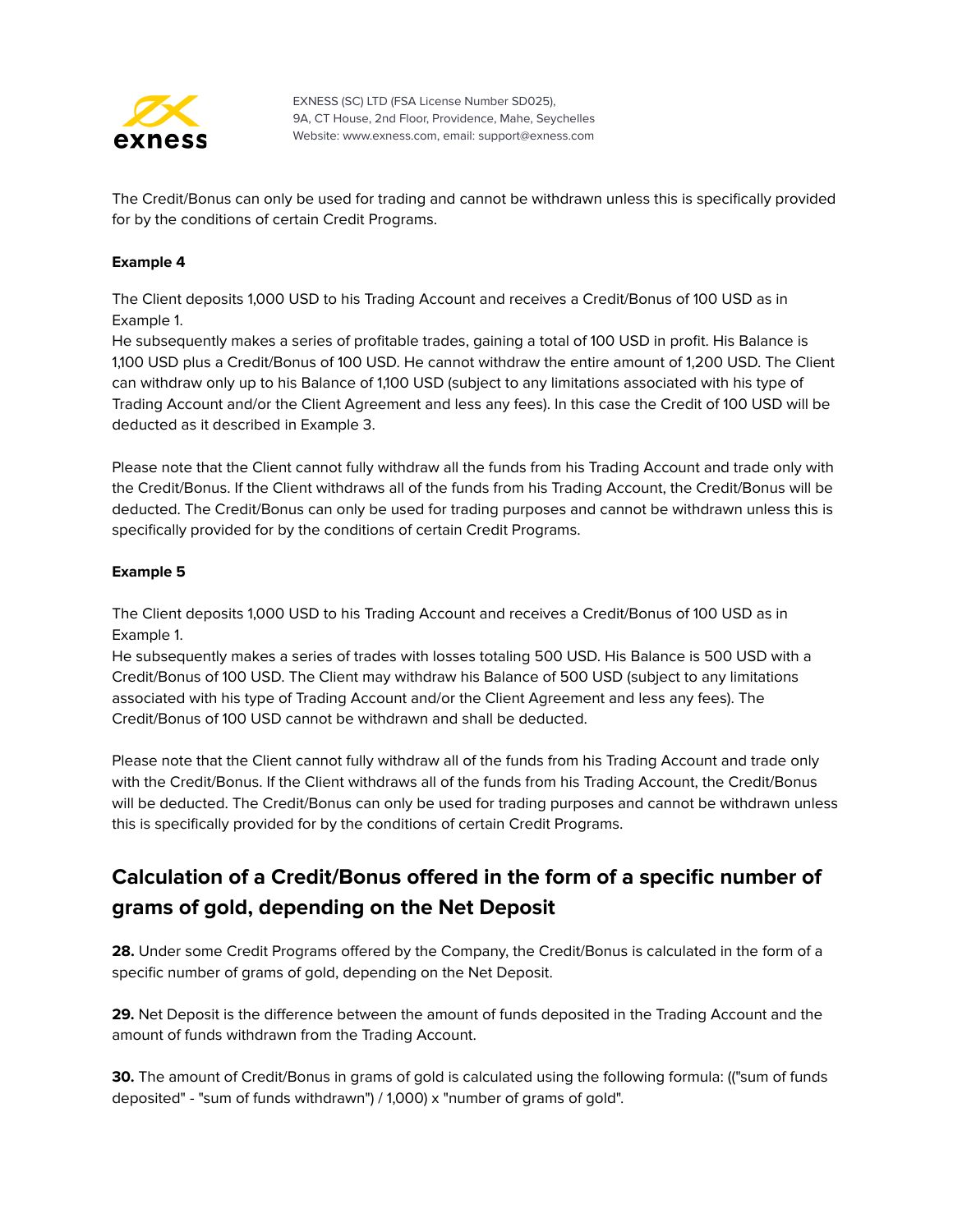The Credit/Bonus can only be used for trading and cannot be withdrawn unless this is specifically provided for by the conditions of certain Credit Programs.

**Example 4**

The Client deposits 1,000 USD to his Trading Account and receives a Credit/Bonus of 100 USD as in Example 1.
He subsequently makes a series of profitable trades, gaining a total of 100 USD in profit. His Balance is 1,100 USD plus a Credit/Bonus of 100 USD. He cannot withdraw the entire amount of 1,200 USD. The Client can withdraw only up to his Balance of 1,100 USD (subject to any limitations associated with his type of Trading Account and/or the Client Agreement and less any fees). In this case the Credit of 100 USD will be deducted as it described in Example 3.

Please note that the Client cannot fully withdraw all the funds from his Trading Account and trade only with the Credit/Bonus. If the Client withdraws all of the funds from his Trading Account, the Credit/Bonus will be deducted. The Credit/Bonus can only be used for trading purposes and cannot be withdrawn unless this is specifically provided for by the conditions of certain Credit Programs.

**Example 5**

The Client deposits 1,000 USD to his Trading Account and receives a Credit/Bonus of 100 USD as in Example 1.
He subsequently makes a series of trades with losses totaling 500 USD. His Balance is 500 USD with a Credit/Bonus of 100 USD. The Client may withdraw his Balance of 500 USD (subject to any limitations associated with his type of Trading Account and/or the Client Agreement and less any fees). The Credit/Bonus of 100 USD cannot be withdrawn and shall be deducted.

Please note that the Client cannot fully withdraw all of the funds from his Trading Account and trade only with the Credit/Bonus. If the Client withdraws all of the funds from his Trading Account, the Credit/Bonus will be deducted. The Credit/Bonus can only be used for trading purposes and cannot be withdrawn unless this is specifically provided for by the conditions of certain Credit Programs.

## Calculation of a Credit/Bonus offered in the form of a specific number of grams of gold, depending on the Net Deposit

**28.** Under some Credit Programs offered by the Company, the Credit/Bonus is calculated in the form of a specific number of grams of gold, depending on the Net Deposit.

**29.** Net Deposit is the difference between the amount of funds deposited in the Trading Account and the amount of funds withdrawn from the Trading Account.

**30.** The amount of Credit/Bonus in grams of gold is calculated using the following formula: (("sum of funds deposited" - "sum of funds withdrawn") / 1,000) x "number of grams of gold".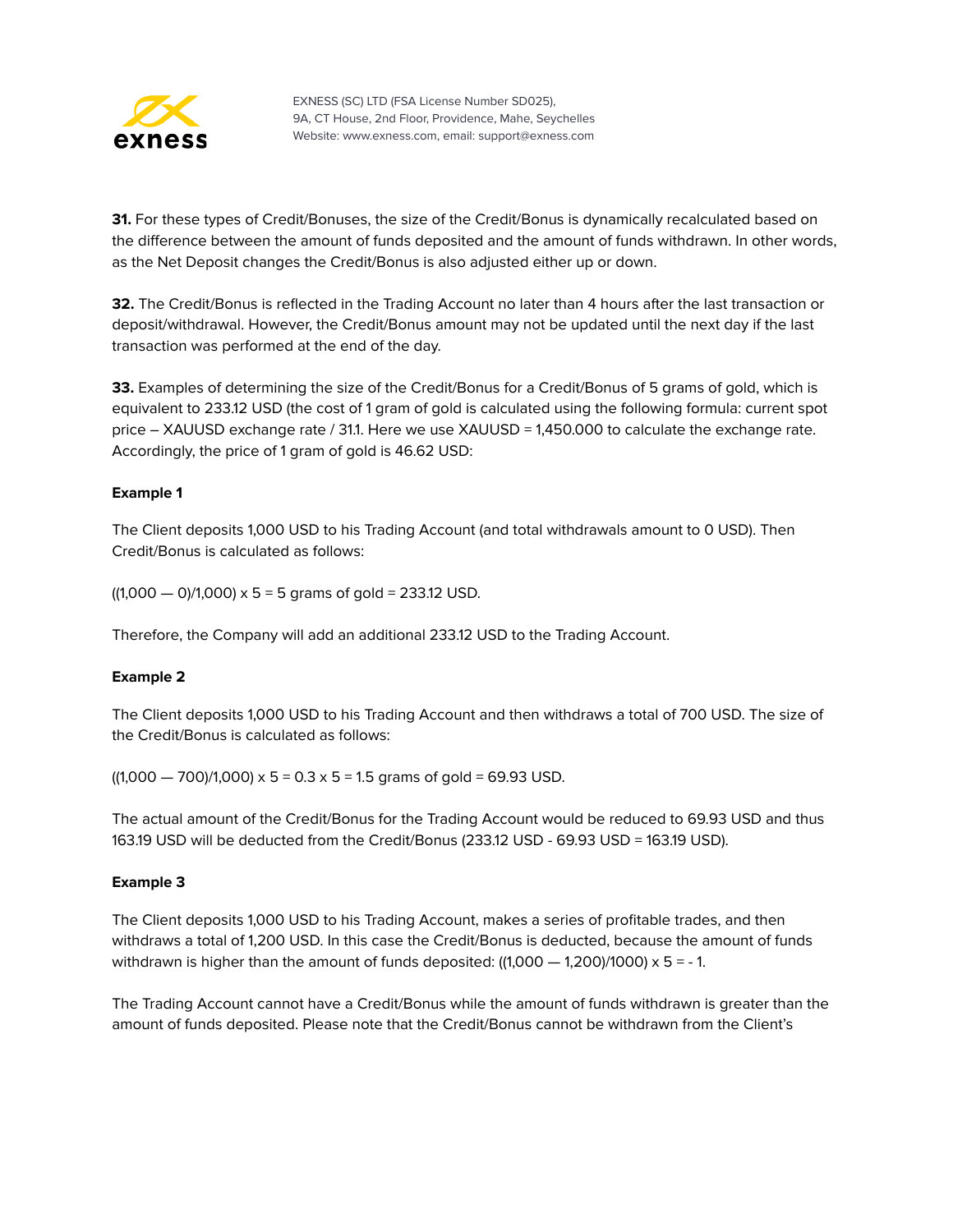**31.** For these types of Credit/Bonuses, the size of the Credit/Bonus is dynamically recalculated based on the difference between the amount of funds deposited and the amount of funds withdrawn. In other words, as the Net Deposit changes the Credit/Bonus is also adjusted either up or down.

**32.** The Credit/Bonus is reflected in the Trading Account no later than 4 hours after the last transaction or deposit/withdrawal. However, the Credit/Bonus amount may not be updated until the next day if the last transaction was performed at the end of the day.

**33.** Examples of determining the size of the Credit/Bonus for a Credit/Bonus of 5 grams of gold, which is equivalent to 233.12 USD (the cost of 1 gram of gold is calculated using the following formula: current spot price – XAUUSD exchange rate / 31.1. Here we use XAUUSD = 1,450.000 to calculate the exchange rate. Accordingly, the price of 1 gram of gold is 46.62 USD:

**Example 1**

The Client deposits 1,000 USD to his Trading Account (and total withdrawals amount to 0 USD). Then Credit/Bonus is calculated as follows:

((1,000 — 0)/1,000) x 5 = 5 grams of gold = 233.12 USD.

Therefore, the Company will add an additional 233.12 USD to the Trading Account.

**Example 2**

The Client deposits 1,000 USD to his Trading Account and then withdraws a total of 700 USD. The size of the Credit/Bonus is calculated as follows:

((1,000 — 700)/1,000) x 5 = 0.3 x 5 = 1.5 grams of gold = 69.93 USD.

The actual amount of the Credit/Bonus for the Trading Account would be reduced to 69.93 USD and thus 163.19 USD will be deducted from the Credit/Bonus (233.12 USD - 69.93 USD = 163.19 USD).

**Example 3**

The Client deposits 1,000 USD to his Trading Account, makes a series of profitable trades, and then withdraws a total of 1,200 USD. In this case the Credit/Bonus is deducted, because the amount of funds withdrawn is higher than the amount of funds deposited: ((1,000 — 1,200)/1000) x 5 = - 1.

The Trading Account cannot have a Credit/Bonus while the amount of funds withdrawn is greater than the amount of funds deposited. Please note that the Credit/Bonus cannot be withdrawn from the Client's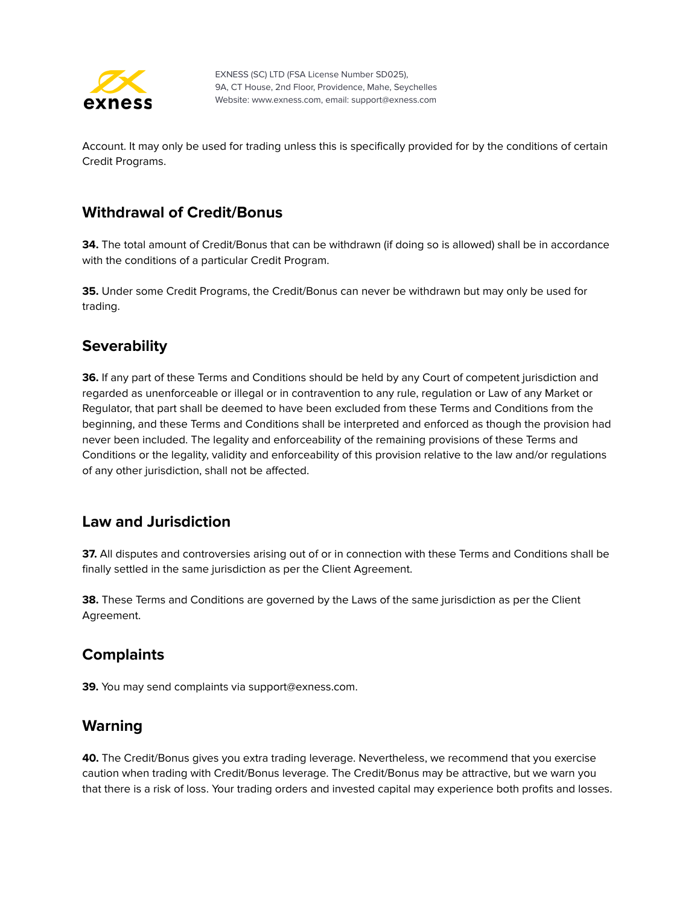Account. It may only be used for trading unless this is specifically provided for by the conditions of certain Credit Programs.

## Withdrawal of Credit/Bonus

**34.** The total amount of Credit/Bonus that can be withdrawn (if doing so is allowed) shall be in accordance with the conditions of a particular Credit Program.

**35.** Under some Credit Programs, the Credit/Bonus can never be withdrawn but may only be used for trading.

## Severability

**36.** If any part of these Terms and Conditions should be held by any Court of competent jurisdiction and regarded as unenforceable or illegal or in contravention to any rule, regulation or Law of any Market or Regulator, that part shall be deemed to have been excluded from these Terms and Conditions from the beginning, and these Terms and Conditions shall be interpreted and enforced as though the provision had never been included. The legality and enforceability of the remaining provisions of these Terms and Conditions or the legality, validity and enforceability of this provision relative to the law and/or regulations of any other jurisdiction, shall not be affected.

## Law and Jurisdiction

**37.** All disputes and controversies arising out of or in connection with these Terms and Conditions shall be finally settled in the same jurisdiction as per the Client Agreement.

**38.** These Terms and Conditions are governed by the Laws of the same jurisdiction as per the Client Agreement.

## Complaints

**39.** You may send complaints via support@exness.com.

## Warning

**40.** The Credit/Bonus gives you extra trading leverage. Nevertheless, we recommend that you exercise caution when trading with Credit/Bonus leverage. The Credit/Bonus may be attractive, but we warn you that there is a risk of loss. Your trading orders and invested capital may experience both profits and losses.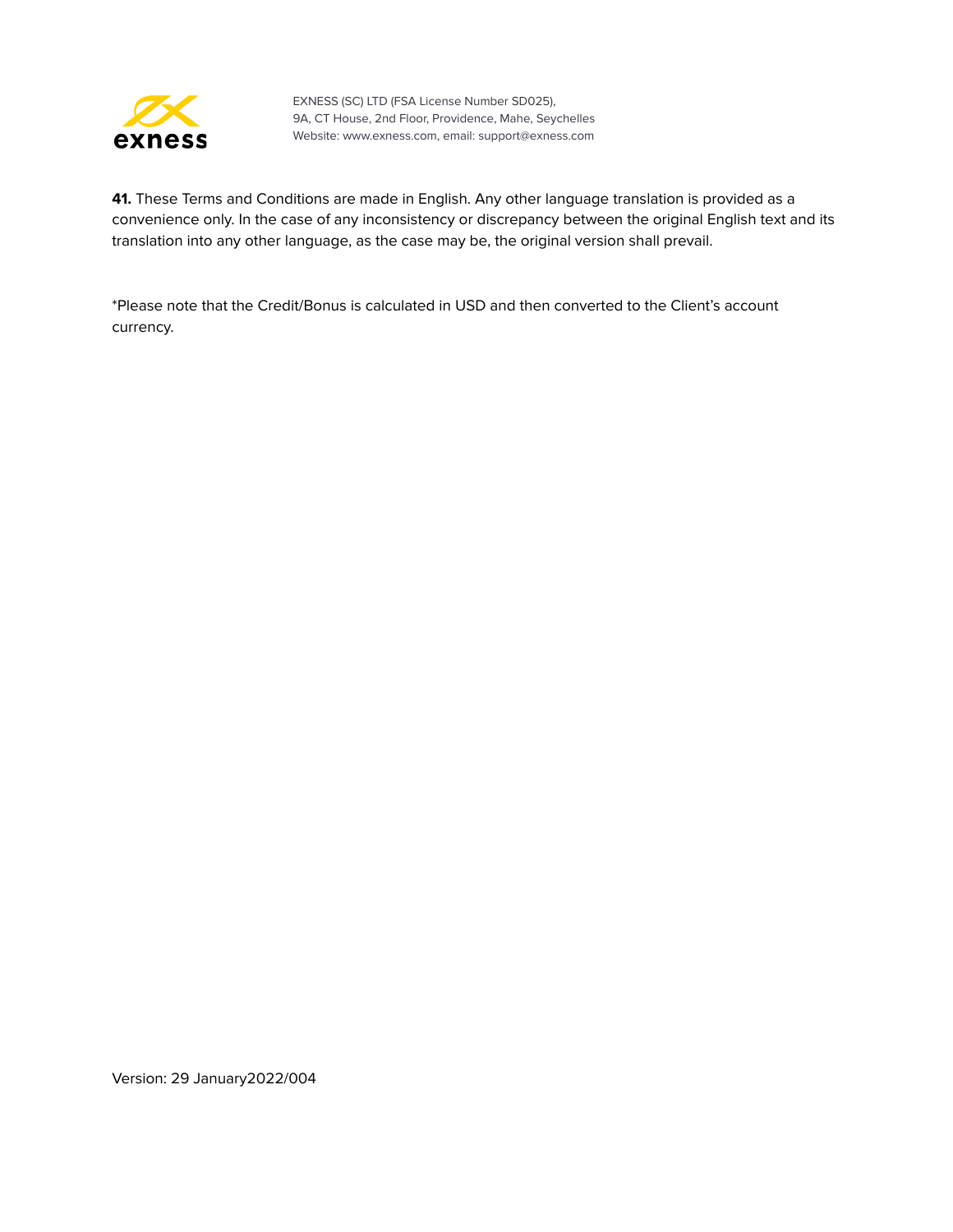**41.** These Terms and Conditions are made in English. Any other language translation is provided as a convenience only. In the case of any inconsistency or discrepancy between the original English text and its translation into any other language, as the case may be, the original version shall prevail.

*Please note that the Credit/Bonus is calculated in USD and then converted to the Client's account currency.

Version: 29 January2022/004